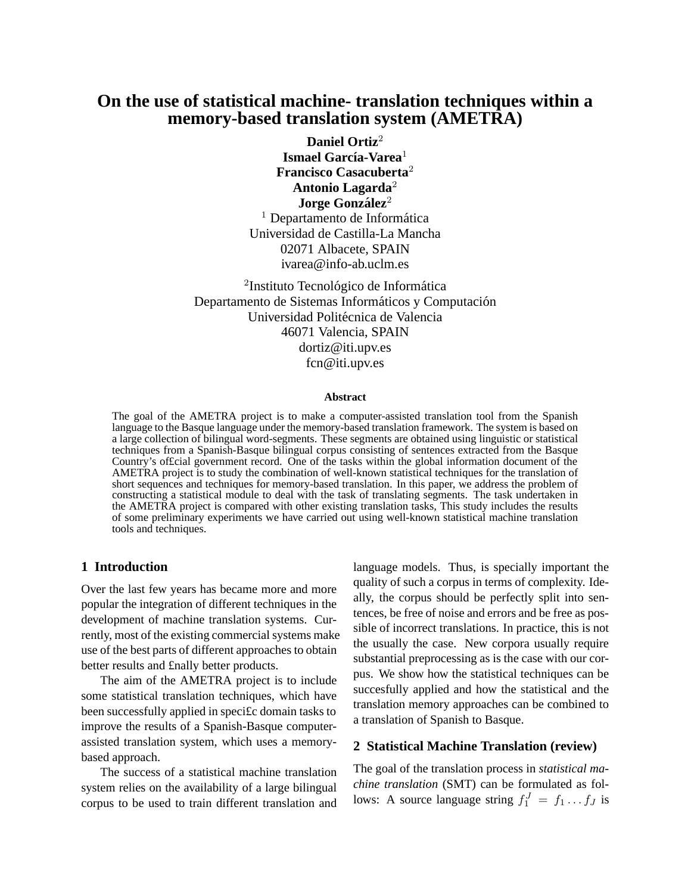# On the use of statistical machine- translation techniques within a memory-based translation system (AMETRA)

**Daniel Ortiz**[2]
**Ismael García-Varea**[1]
**Francisco Casacuberta**[2]
**Antonio Lagarda**[2]
**Jorge González**[2]

[1] Departamento de Informática
Universidad de Castilla-La Mancha
02071 Albacete, SPAIN
ivarea@info-ab.uclm.es

[2]Instituto Tecnológico de Informática
Departamento de Sistemas Informáticos y Computación
Universidad Politécnica de Valencia
46071 Valencia, SPAIN
dortiz@iti.upv.es
fcn@iti.upv.es

### Abstract

The goal of the AMETRA project is to make a computer-assisted translation tool from the Spanish language to the Basque language under the memory-based translation framework. The system is based on a large collection of bilingual word-segments. These segments are obtained using linguistic or statistical techniques from a Spanish-Basque bilingual corpus consisting of sentences extracted from the Basque Country's of£cial government record. One of the tasks within the global information document of the AMETRA project is to study the combination of well-known statistical techniques for the translation of short sequences and techniques for memory-based translation. In this paper, we address the problem of constructing a statistical module to deal with the task of translating segments. The task undertaken in the AMETRA project is compared with other existing translation tasks, This study includes the results of some preliminary experiments we have carried out using well-known statistical machine translation tools and techniques.

## 1 Introduction

Over the last few years has became more and more popular the integration of different techniques in the development of machine translation systems. Currently, most of the existing commercial systems make use of the best parts of different approaches to obtain better results and £nally better products.

The aim of the AMETRA project is to include some statistical translation techniques, which have been successfully applied in speci£c domain tasks to improve the results of a Spanish-Basque computer-assisted translation system, which uses a memory-based approach.

The success of a statistical machine translation system relies on the availability of a large bilingual corpus to be used to train different translation and language models. Thus, is specially important the quality of such a corpus in terms of complexity. Ideally, the corpus should be perfectly split into sentences, be free of noise and errors and be free as possible of incorrect translations. In practice, this is not the usually the case. New corpora usually require substantial preprocessing as is the case with our corpus. We show how the statistical techniques can be succesfully applied and how the statistical and the translation memory approaches can be combined to a translation of Spanish to Basque.

## 2 Statistical Machine Translation (review)

The goal of the translation process in *statistical machine translation* (SMT) can be formulated as follows: A source language string $f_1^J = f_1 \dots f_J$ is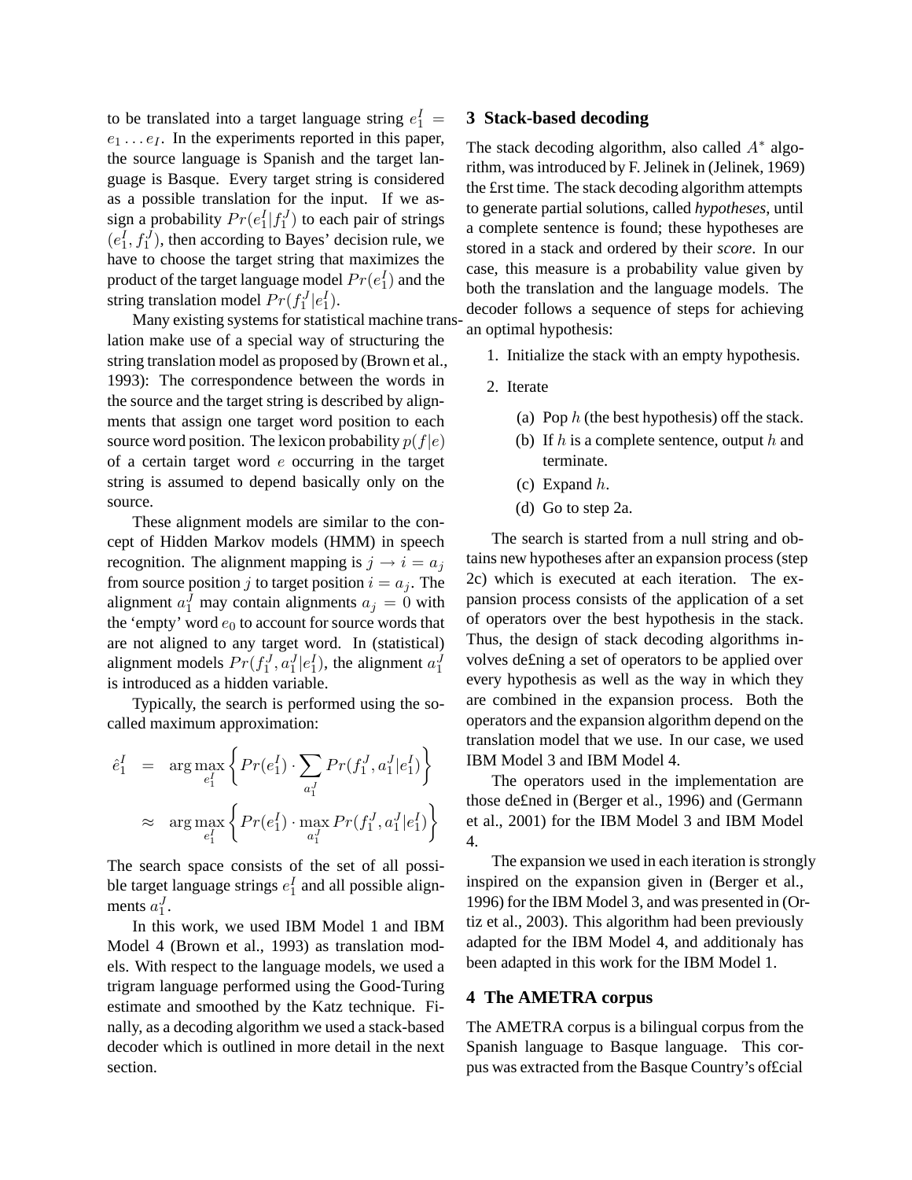to be translated into a target language string $e_1^I = e_1 \ldots e_I$. In the experiments reported in this paper, the source language is Spanish and the target language is Basque. Every target string is considered as a possible translation for the input. If we assign a probability $Pr(e_1^I|f_1^J)$ to each pair of strings $(e_1^I, f_1^J)$, then according to Bayes' decision rule, we have to choose the target string that maximizes the product of the target language model $Pr(e_1^I)$ and the string translation model $Pr(f_1^J|e_1^I)$.

Many existing systems for statistical machine translation make use of a special way of structuring the string translation model as proposed by (Brown et al., 1993): The correspondence between the words in the source and the target string is described by alignments that assign one target word position to each source word position. The lexicon probability $p(f|e)$ of a certain target word $e$ occurring in the target string is assumed to depend basically only on the source.

These alignment models are similar to the concept of Hidden Markov models (HMM) in speech recognition. The alignment mapping is $j \rightarrow i = a_j$ from source position $j$ to target position $i = a_j$. The alignment $a_1^J$ may contain alignments $a_j = 0$ with the 'empty' word $e_0$ to account for source words that are not aligned to any target word. In (statistical) alignment models $Pr(f_1^J, a_1^J|e_1^I)$, the alignment $a_1^J$ is introduced as a hidden variable.

Typically, the search is performed using the so-called maximum approximation:

$$
\begin{aligned}
\hat{e}_1^I &= \arg\max_{e_1^I} \left\{ Pr(e_1^I) \cdot \sum_{a_1^J} Pr(f_1^J, a_1^J|e_1^I) \right\} \\
&\approx \arg\max_{e_1^I} \left\{ Pr(e_1^I) \cdot \max_{a_1^J} Pr(f_1^J, a_1^J|e_1^I) \right\}
\end{aligned}
$$

The search space consists of the set of all possible target language strings $e_1^I$ and all possible alignments $a_1^J$.

In this work, we used IBM Model 1 and IBM Model 4 (Brown et al., 1993) as translation models. With respect to the language models, we used a trigram language performed using the Good-Turing estimate and smoothed by the Katz technique. Finally, as a decoding algorithm we used a stack-based decoder which is outlined in more detail in the next section.

## 3 Stack-based decoding

The stack decoding algorithm, also called $A^*$ algorithm, was introduced by F. Jelinek in (Jelinek, 1969) the £rst time. The stack decoding algorithm attempts to generate partial solutions, called *hypotheses*, until a complete sentence is found; these hypotheses are stored in a stack and ordered by their *score*. In our case, this measure is a probability value given by both the translation and the language models. The decoder follows a sequence of steps for achieving an optimal hypothesis:

1. Initialize the stack with an empty hypothesis.
2. Iterate
   (a) Pop $h$ (the best hypothesis) off the stack.
   (b) If $h$ is a complete sentence, output $h$ and terminate.
   (c) Expand $h$.
   (d) Go to step 2a.

The search is started from a null string and obtains new hypotheses after an expansion process (step 2c) which is executed at each iteration. The expansion process consists of the application of a set of operators over the best hypothesis in the stack. Thus, the design of stack decoding algorithms involves de£ning a set of operators to be applied over every hypothesis as well as the way in which they are combined in the expansion process. Both the operators and the expansion algorithm depend on the translation model that we use. In our case, we used IBM Model 3 and IBM Model 4.

The operators used in the implementation are those de£ned in (Berger et al., 1996) and (Germann et al., 2001) for the IBM Model 3 and IBM Model 4.

The expansion we used in each iteration is strongly inspired on the expansion given in (Berger et al., 1996) for the IBM Model 3, and was presented in (Ortiz et al., 2003). This algorithm had been previously adapted for the IBM Model 4, and additionaly has been adapted in this work for the IBM Model 1.

## 4 The AMETRA corpus

The AMETRA corpus is a bilingual corpus from the Spanish language to Basque language. This corpus was extracted from the Basque Country's of£cial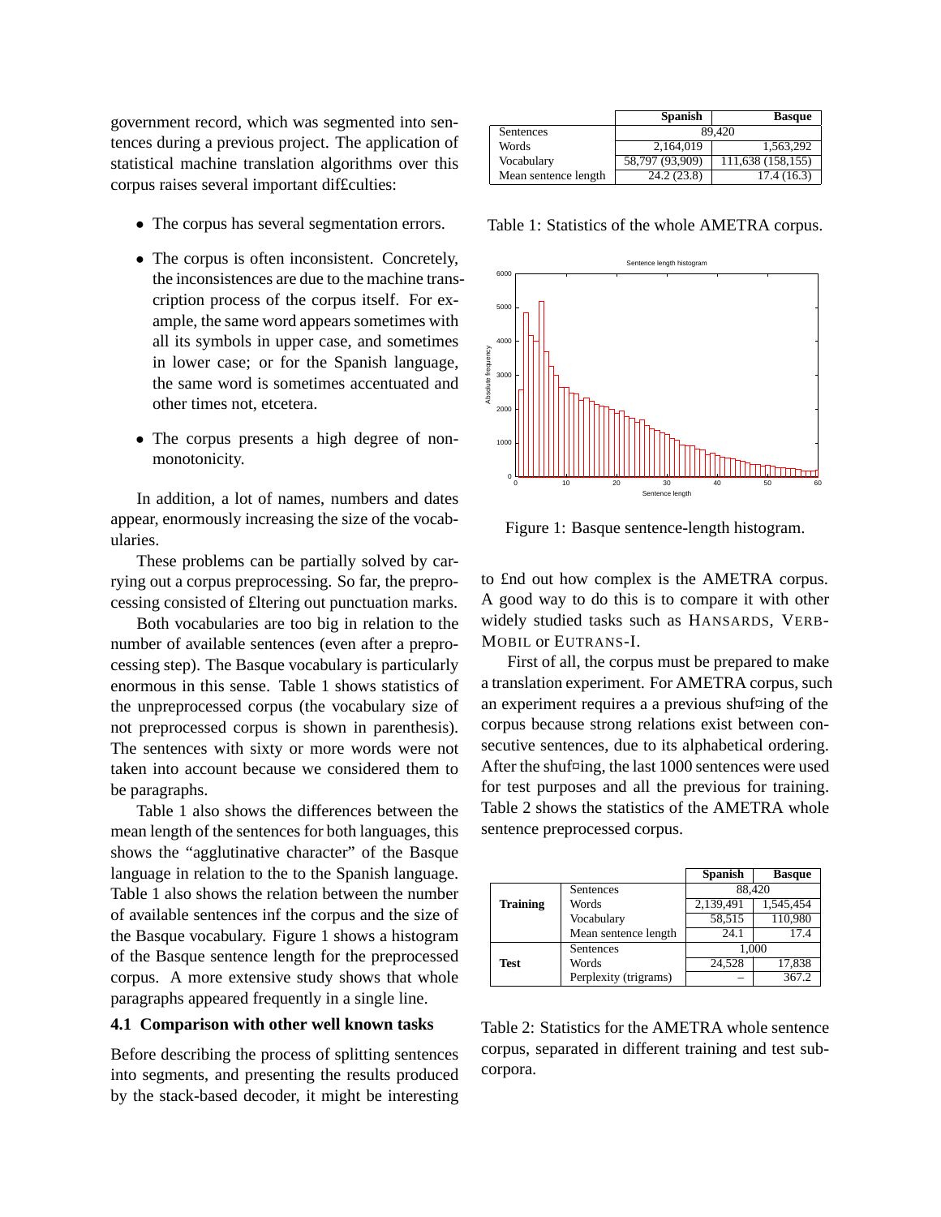government record, which was segmented into sentences during a previous project. The application of statistical machine translation algorithms over this corpus raises several important difficulties:

- The corpus has several segmentation errors.
- The corpus is often inconsistent. Concretely, the inconsistences are due to the machine transcription process of the corpus itself. For example, the same word appears sometimes with all its symbols in upper case, and sometimes in lower case; or for the Spanish language, the same word is sometimes accentuated and other times not, etcetera.
- The corpus presents a high degree of non-monotonicity.

In addition, a lot of names, numbers and dates appear, enormously increasing the size of the vocabularies.

These problems can be partially solved by carrying out a corpus preprocessing. So far, the preprocessing consisted of filtering out punctuation marks.

Both vocabularies are too big in relation to the number of available sentences (even after a preprocessing step). The Basque vocabulary is particularly enormous in this sense. Table 1 shows statistics of the unpreprocessed corpus (the vocabulary size of not preprocessed corpus is shown in parenthesis). The sentences with sixty or more words were not taken into account because we considered them to be paragraphs.

Table 1 also shows the differences between the mean length of the sentences for both languages, this shows the "agglutinative character" of the Basque language in relation to the to the Spanish language. Table 1 also shows the relation between the number of available sentences inf the corpus and the size of the Basque vocabulary. Figure 1 shows a histogram of the Basque sentence length for the preprocessed corpus. A more extensive study shows that whole paragraphs appeared frequently in a single line.

### 4.1 Comparison with other well known tasks

Before describing the process of splitting sentences into segments, and presenting the results produced by the stack-based decoder, it might be interesting to find out how complex is the AMETRA corpus. A good way to do this is to compare it with other widely studied tasks such as HANSARDS, VERBMOBIL or EUTRANS-I.

|  | Spanish | Basque |
|---|---|---|
| Sentences | 89,420 | |
| Words | 2,164,019 | 1,563,292 |
| Vocabulary | 58,797 (93,909) | 111,638 (158,155) |
| Mean sentence length | 24.2 (23.8) | 17.4 (16.3) |

Table 1: Statistics of the whole AMETRA corpus.

Figure 1: Basque sentence-length histogram.

First of all, the corpus must be prepared to make a translation experiment. For AMETRA corpus, such an experiment requires a a previous shuffling of the corpus because strong relations exist between consecutive sentences, due to its alphabetical ordering. After the shuffling, the last 1000 sentences were used for test purposes and all the previous for training. Table 2 shows the statistics of the AMETRA whole sentence preprocessed corpus.

| | | Spanish | Basque |
|---|---|---|---|
| **Training** | Sentences | 88,420 | |
| | Words | 2,139,491 | 1,545,454 |
| | Vocabulary | 58,515 | 110,980 |
| | Mean sentence length | 24.1 | 17.4 |
| **Test** | Sentences | 1,000 | |
| | Words | 24,528 | 17,838 |
| | Perplexity (trigrams) | – | 367.2 |

Table 2: Statistics for the AMETRA whole sentence corpus, separated in different training and test subcorpora.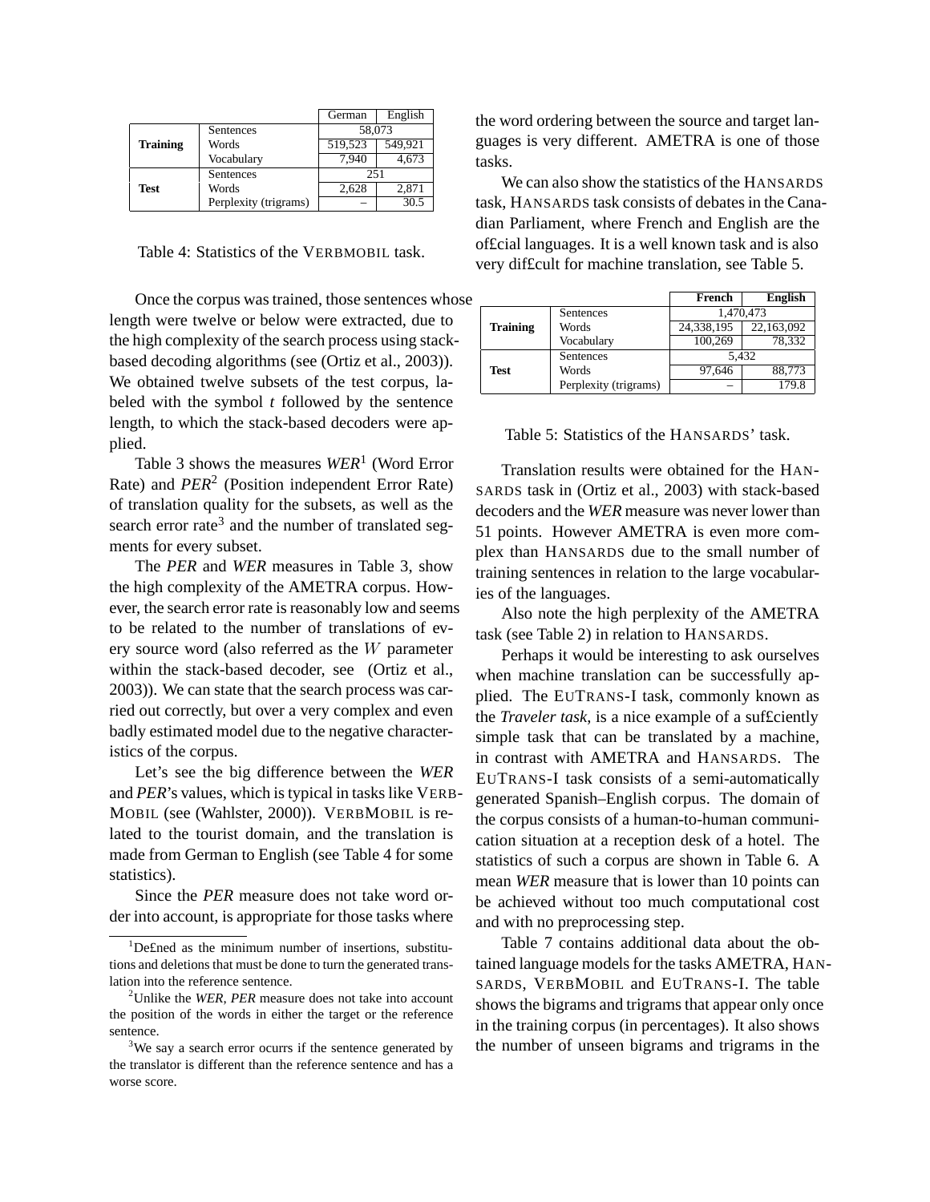| | | German | English |
|---|---|---|---|
| **Training** | Sentences | 58,073 | |
| | Words | 519,523 | 549,921 |
| | Vocabulary | 7,940 | 4,673 |
| **Test** | Sentences | 251 | |
| | Words | 2,628 | 2,871 |
| | Perplexity (trigrams) | – | 30.5 |

Table 4: Statistics of the VERBMOBIL task.

Once the corpus was trained, those sentences whose length were twelve or below were extracted, due to the high complexity of the search process using stack-based decoding algorithms (see (Ortiz et al., 2003)). We obtained twelve subsets of the test corpus, labeled with the symbol *t* followed by the sentence length, to which the stack-based decoders were applied.

Table 3 shows the measures *WER*[1] (Word Error Rate) and *PER*[2] (Position independent Error Rate) of translation quality for the subsets, as well as the search error rate[3] and the number of translated segments for every subset.

The *PER* and *WER* measures in Table 3, show the high complexity of the AMETRA corpus. However, the search error rate is reasonably low and seems to be related to the number of translations of every source word (also referred as the $W$ parameter within the stack-based decoder, see (Ortiz et al., 2003)). We can state that the search process was carried out correctly, but over a very complex and even badly estimated model due to the negative characteristics of the corpus.

Let's see the big difference between the *WER* and *PER*'s values, which is typical in tasks like VERBMOBIL (see (Wahlster, 2000)). VERBMOBIL is related to the tourist domain, and the translation is made from German to English (see Table 4 for some statistics).

Since the *PER* measure does not take word order into account, is appropriate for those tasks where the word ordering between the source and target languages is very different. AMETRA is one of those tasks.

We can also show the statistics of the HANSARDS task, HANSARDS task consists of debates in the Canadian Parliament, where French and English are the of£cial languages. It is a well known task and is also very dif£cult for machine translation, see Table 5.

| | | **French** | **English** |
|---|---|---|---|
| **Training** | Sentences | 1,470,473 | |
| | Words | 24,338,195 | 22,163,092 |
| | Vocabulary | 100,269 | 78,332 |
| **Test** | Sentences | 5,432 | |
| | Words | 97,646 | 88,773 |
| | Perplexity (trigrams) | – | 179.8 |

Table 5: Statistics of the HANSARDS' task.

Translation results were obtained for the HANSARDS task in (Ortiz et al., 2003) with stack-based decoders and the *WER* measure was never lower than 51 points. However AMETRA is even more complex than HANSARDS due to the small number of training sentences in relation to the large vocabularies of the languages.

Also note the high perplexity of the AMETRA task (see Table 2) in relation to HANSARDS.

Perhaps it would be interesting to ask ourselves when machine translation can be successfully applied. The EUTRANS-I task, commonly known as the *Traveler task*, is a nice example of a suf£ciently simple task that can be translated by a machine, in contrast with AMETRA and HANSARDS. The EUTRANS-I task consists of a semi-automatically generated Spanish–English corpus. The domain of the corpus consists of a human-to-human communication situation at a reception desk of a hotel. The statistics of such a corpus are shown in Table 6. A mean *WER* measure that is lower than 10 points can be achieved without too much computational cost and with no preprocessing step.

Table 7 contains additional data about the obtained language models for the tasks AMETRA, HANSARDS, VERBMOBIL and EUTRANS-I. The table shows the bigrams and trigrams that appear only once in the training corpus (in percentages). It also shows the number of unseen bigrams and trigrams in the

[1] De£ned as the minimum number of insertions, substitutions and deletions that must be done to turn the generated translation into the reference sentence.

[2] Unlike the *WER*, *PER* measure does not take into account the position of the words in either the target or the reference sentence.

[3] We say a search error ocurrs if the sentence generated by the translator is different than the reference sentence and has a worse score.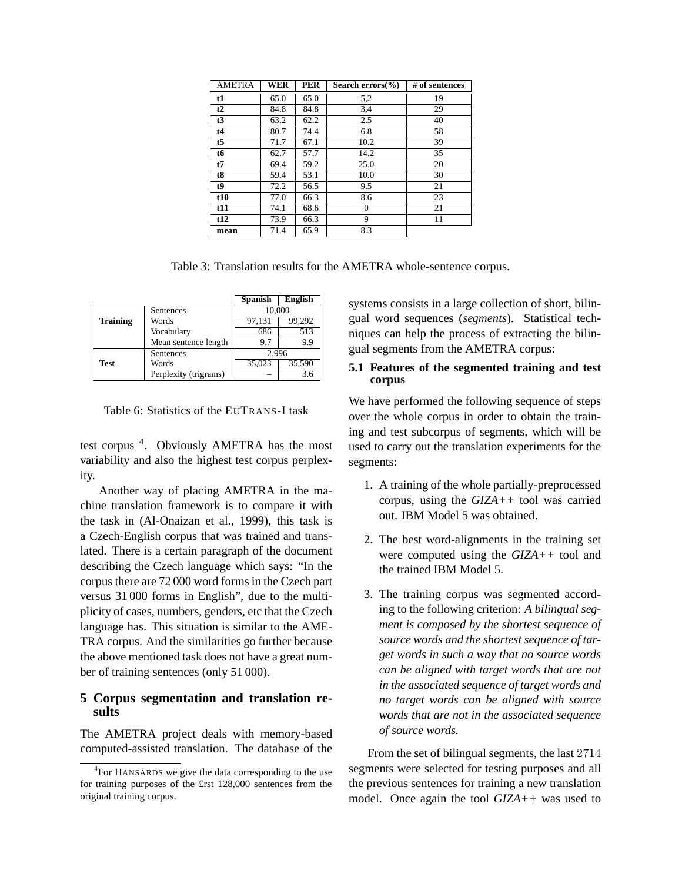| AMETRA | WER | PER | Search errors(%) | # of sentences |
|---|---|---|---|---|
| **t1** | 65.0 | 65.0 | 5,2 | 19 |
| **t2** | 84.8 | 84.8 | 3,4 | 29 |
| **t3** | 63.2 | 62.2 | 2.5 | 40 |
| **t4** | 80.7 | 74.4 | 6.8 | 58 |
| **t5** | 71.7 | 67.1 | 10.2 | 39 |
| **t6** | 62.7 | 57.7 | 14.2 | 35 |
| **t7** | 69.4 | 59.2 | 25.0 | 20 |
| **t8** | 59.4 | 53.1 | 10.0 | 30 |
| **t9** | 72.2 | 56.5 | 9.5 | 21 |
| **t10** | 77.0 | 66.3 | 8.6 | 23 |
| **t11** | 74.1 | 68.6 | 0 | 21 |
| **t12** | 73.9 | 66.3 | 9 | 11 |
| **mean** | 71.4 | 65.9 | 8.3 | |

Table 3: Translation results for the AMETRA whole-sentence corpus.

| | | Spanish | English |
|---|---|---|---|
| **Training** | Sentences | 10,000 | |
| | Words | 97,131 | 99,292 |
| | Vocabulary | 686 | 513 |
| | Mean sentence length | 9.7 | 9.9 |
| **Test** | Sentences | 2,996 | |
| | Words | 35,023 | 35,590 |
| | Perplexity (trigrams) | – | 3.6 |

Table 6: Statistics of the EUTRANS-I task

test corpus [4]. Obviously AMETRA has the most variability and also the highest test corpus perplexity.

Another way of placing AMETRA in the machine translation framework is to compare it with the task in (Al-Onaizan et al., 1999), this task is a Czech-English corpus that was trained and translated. There is a certain paragraph of the document describing the Czech language which says: "In the corpus there are 72 000 word forms in the Czech part versus 31 000 forms in English", due to the multiplicity of cases, numbers, genders, etc that the Czech language has. This situation is similar to the AMETRA corpus. And the similarities go further because the above mentioned task does not have a great number of training sentences (only 51 000).

## 5 Corpus segmentation and translation results

The AMETRA project deals with memory-based computed-assisted translation. The database of the systems consists in a large collection of short, bilingual word sequences (*segments*). Statistical techniques can help the process of extracting the bilingual segments from the AMETRA corpus:

### 5.1 Features of the segmented training and test corpus

We have performed the following sequence of steps over the whole corpus in order to obtain the training and test subcorpus of segments, which will be used to carry out the translation experiments for the segments:

1. A training of the whole partially-preprocessed corpus, using the *GIZA++* tool was carried out. IBM Model 5 was obtained.
2. The best word-alignments in the training set were computed using the *GIZA++* tool and the trained IBM Model 5.
3. The training corpus was segmented according to the following criterion: *A bilingual segment is composed by the shortest sequence of source words and the shortest sequence of target words in such a way that no source words can be aligned with target words that are not in the associated sequence of target words and no target words can be aligned with source words that are not in the associated sequence of source words.*

From the set of bilingual segments, the last 2714 segments were selected for testing purposes and all the previous sentences for training a new translation model. Once again the tool *GIZA++* was used to

[4] For HANSARDS we give the data corresponding to the use for training purposes of the £rst 128,000 sentences from the original training corpus.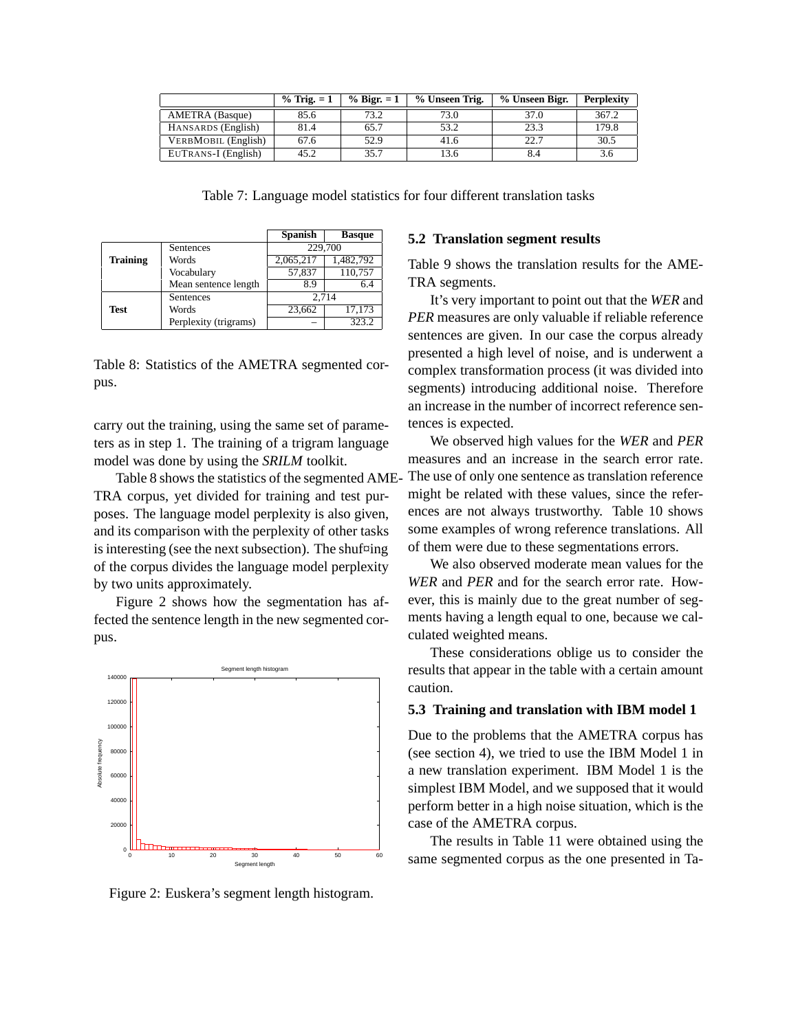| | % Trig. = 1 | % Bigr. = 1 | % Unseen Trig. | % Unseen Bigr. | Perplexity |
|---|---|---|---|---|---|
| AMETRA (Basque) | 85.6 | 73.2 | 73.0 | 37.0 | 367.2 |
| HANSARDS (English) | 81.4 | 65.7 | 53.2 | 23.3 | 179.8 |
| VERBMOBIL (English) | 67.6 | 52.9 | 41.6 | 22.7 | 30.5 |
| EUTRANS-I (English) | 45.2 | 35.7 | 13.6 | 8.4 | 3.6 |

Table 7: Language model statistics for four different translation tasks

| | | Spanish | Basque |
|---|---|---|---|
| **Training** | Sentences | 229,700 | |
| | Words | 2,065,217 | 1,482,792 |
| | Vocabulary | 57,837 | 110,757 |
| | Mean sentence length | 8.9 | 6.4 |
| **Test** | Sentences | 2,714 | |
| | Words | 23,662 | 17,173 |
| | Perplexity (trigrams) | – | 323.2 |

Table 8: Statistics of the AMETRA segmented corpus.

carry out the training, using the same set of parameters as in step 1. The training of a trigram language model was done by using the *SRILM* toolkit.

Table 8 shows the statistics of the segmented AMETRA corpus, yet divided for training and test purposes. The language model perplexity is also given, and its comparison with the perplexity of other tasks is interesting (see the next subsection). The shuffling of the corpus divides the language model perplexity by two units approximately.

Figure 2 shows how the segmentation has affected the sentence length in the new segmented corpus.

Figure 2: Euskera's segment length histogram.

## 5.2 Translation segment results

Table 9 shows the translation results for the AMETRA segments.

It's very important to point out that the *WER* and *PER* measures are only valuable if reliable reference sentences are given. In our case the corpus already presented a high level of noise, and is underwent a complex transformation process (it was divided into segments) introducing additional noise. Therefore an increase in the number of incorrect reference sentences is expected.

We observed high values for the *WER* and *PER* measures and an increase in the search error rate. The use of only one sentence as translation reference might be related with these values, since the references are not always trustworthy. Table 10 shows some examples of wrong reference translations. All of them were due to these segmentations errors.

We also observed moderate mean values for the *WER* and *PER* and for the search error rate. However, this is mainly due to the great number of segments having a length equal to one, because we calculated weighted means.

These considerations oblige us to consider the results that appear in the table with a certain amount caution.

## 5.3 Training and translation with IBM model 1

Due to the problems that the AMETRA corpus has (see section 4), we tried to use the IBM Model 1 in a new translation experiment. IBM Model 1 is the simplest IBM Model, and we supposed that it would perform better in a high noise situation, which is the case of the AMETRA corpus.

The results in Table 11 were obtained using the same segmented corpus as the one presented in Ta-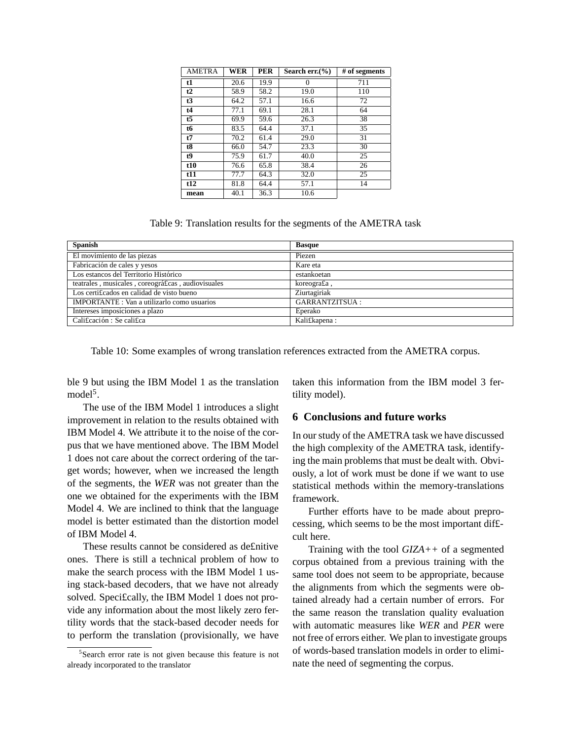| AMETRA | WER | PER | Search err.(%) | # of segments |
|---|---|---|---|---|
| **t1** | 20.6 | 19.9 | 0 | 711 |
| **t2** | 58.9 | 58.2 | 19.0 | 110 |
| **t3** | 64.2 | 57.1 | 16.6 | 72 |
| **t4** | 77.1 | 69.1 | 28.1 | 64 |
| **t5** | 69.9 | 59.6 | 26.3 | 38 |
| **t6** | 83.5 | 64.4 | 37.1 | 35 |
| **t7** | 70.2 | 61.4 | 29.0 | 31 |
| **t8** | 66.0 | 54.7 | 23.3 | 30 |
| **t9** | 75.9 | 61.7 | 40.0 | 25 |
| **t10** | 76.6 | 65.8 | 38.4 | 26 |
| **t11** | 77.7 | 64.3 | 32.0 | 25 |
| **t12** | 81.8 | 64.4 | 57.1 | 14 |
| **mean** | 40.1 | 36.3 | 10.6 | |

Table 9: Translation results for the segments of the AMETRA task

| **Spanish** | **Basque** |
|---|---|
| El movimiento de las piezas | Piezen |
| Fabricación de cales y yesos | Kare eta |
| Los estancos del Territorio Histórico | estankoetan |
| teatrales , musicales , coreográ£cas , audiovisuales | koreogra£a , |
| Los certi£cados en calidad de visto bueno | Ziurtagiriak |
| IMPORTANTE : Van a utilizarlo como usuarios | GARRANTZITSUA : |
| Intereses imposiciones a plazo | Eperako |
| Cali£cación : Se cali£ca | Kali£kapena : |

Table 10: Some examples of wrong translation references extracted from the AMETRA corpus.

ble 9 but using the IBM Model 1 as the translation model[5].

The use of the IBM Model 1 introduces a slight improvement in relation to the results obtained with IBM Model 4. We attribute it to the noise of the corpus that we have mentioned above. The IBM Model 1 does not care about the correct ordering of the target words; however, when we increased the length of the segments, the *WER* was not greater than the one we obtained for the experiments with the IBM Model 4. We are inclined to think that the language model is better estimated than the distortion model of IBM Model 4.

These results cannot be considered as de£nitive ones. There is still a technical problem of how to make the search process with the IBM Model 1 using stack-based decoders, that we have not already solved. Speci£cally, the IBM Model 1 does not provide any information about the most likely zero fertility words that the stack-based decoder needs for to perform the translation (provisionally, we have taken this information from the IBM model 3 fertility model).

[5] Search error rate is not given because this feature is not already incorporated to the translator

## 6 Conclusions and future works

In our study of the AMETRA task we have discussed the high complexity of the AMETRA task, identifying the main problems that must be dealt with. Obviously, a lot of work must be done if we want to use statistical methods within the memory-translations framework.

Further efforts have to be made about preprocessing, which seems to be the most important dif£cult here.

Training with the tool *GIZA++* of a segmented corpus obtained from a previous training with the same tool does not seem to be appropriate, because the alignments from which the segments were obtained already had a certain number of errors. For the same reason the translation quality evaluation with automatic measures like *WER* and *PER* were not free of errors either. We plan to investigate groups of words-based translation models in order to eliminate the need of segmenting the corpus.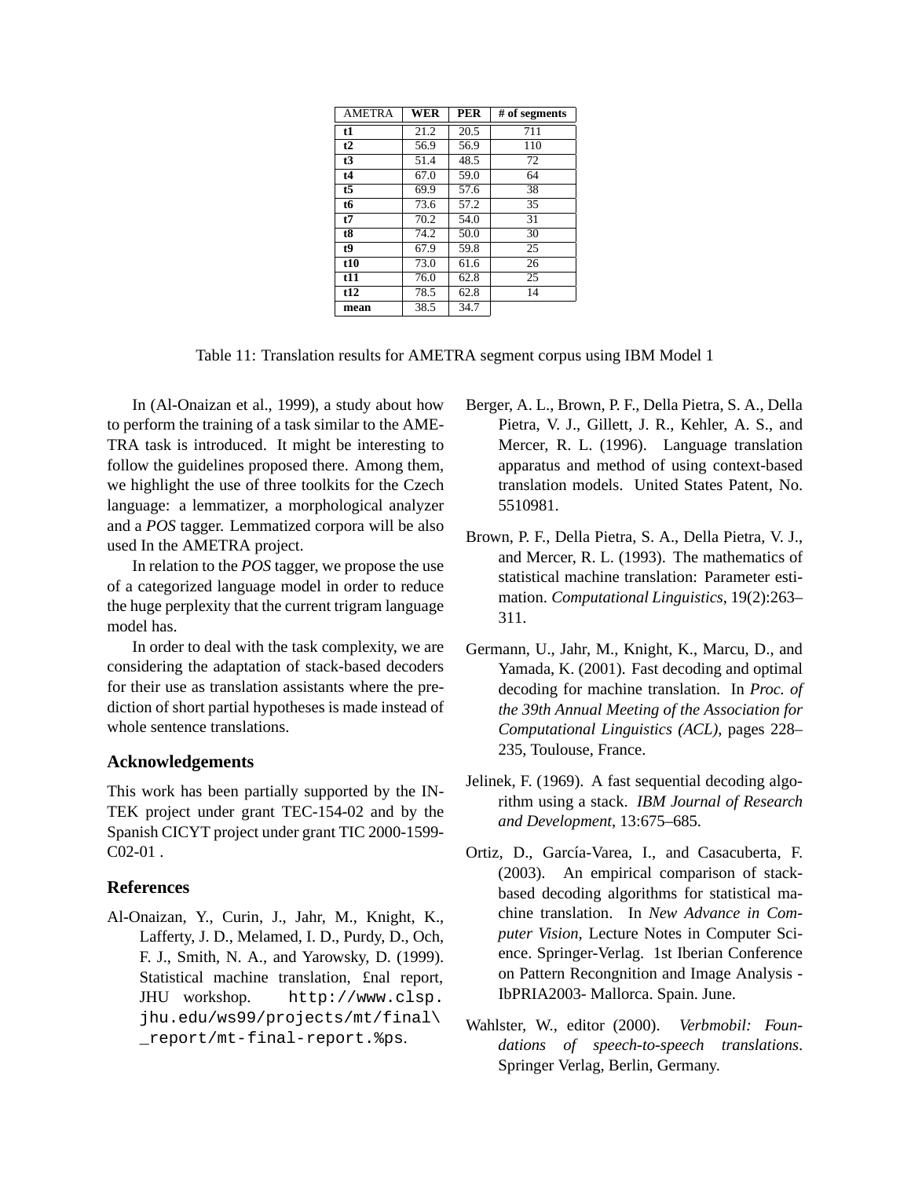| AMETRA | WER | PER | # of segments |
|---|---|---|---|
| t1 | 21.2 | 20.5 | 711 |
| t2 | 56.9 | 56.9 | 110 |
| t3 | 51.4 | 48.5 | 72 |
| t4 | 67.0 | 59.0 | 64 |
| t5 | 69.9 | 57.6 | 38 |
| t6 | 73.6 | 57.2 | 35 |
| t7 | 70.2 | 54.0 | 31 |
| t8 | 74.2 | 50.0 | 30 |
| t9 | 67.9 | 59.8 | 25 |
| t10 | 73.0 | 61.6 | 26 |
| t11 | 76.0 | 62.8 | 25 |
| t12 | 78.5 | 62.8 | 14 |
| mean | 38.5 | 34.7 | |

Table 11: Translation results for AMETRA segment corpus using IBM Model 1

In (Al-Onaizan et al., 1999), a study about how to perform the training of a task similar to the AMETRA task is introduced. It might be interesting to follow the guidelines proposed there. Among them, we highlight the use of three toolkits for the Czech language: a lemmatizer, a morphological analyzer and a *POS* tagger. Lemmatized corpora will be also used In the AMETRA project.

In relation to the *POS* tagger, we propose the use of a categorized language model in order to reduce the huge perplexity that the current trigram language model has.

In order to deal with the task complexity, we are considering the adaptation of stack-based decoders for their use as translation assistants where the prediction of short partial hypotheses is made instead of whole sentence translations.

## Acknowledgements

This work has been partially supported by the INTEK project under grant TEC-154-02 and by the Spanish CICYT project under grant TIC 2000-1599-C02-01 .

## References

Al-Onaizan, Y., Curin, J., Jahr, M., Knight, K., Lafferty, J. D., Melamed, I. D., Purdy, D., Och, F. J., Smith, N. A., and Yarowsky, D. (1999). Statistical machine translation, £nal report, JHU workshop. `http://www.clsp.jhu.edu/ws99/projects/mt/final\_report/mt-final-report.%ps`.

Berger, A. L., Brown, P. F., Della Pietra, S. A., Della Pietra, V. J., Gillett, J. R., Kehler, A. S., and Mercer, R. L. (1996). Language translation apparatus and method of using context-based translation models. United States Patent, No. 5510981.

Brown, P. F., Della Pietra, S. A., Della Pietra, V. J., and Mercer, R. L. (1993). The mathematics of statistical machine translation: Parameter estimation. *Computational Linguistics*, 19(2):263–311.

Germann, U., Jahr, M., Knight, K., Marcu, D., and Yamada, K. (2001). Fast decoding and optimal decoding for machine translation. In *Proc. of the 39th Annual Meeting of the Association for Computational Linguistics (ACL)*, pages 228–235, Toulouse, France.

Jelinek, F. (1969). A fast sequential decoding algorithm using a stack. *IBM Journal of Research and Development*, 13:675–685.

Ortiz, D., García-Varea, I., and Casacuberta, F. (2003). An empirical comparison of stack-based decoding algorithms for statistical machine translation. In *New Advance in Computer Vision*, Lecture Notes in Computer Science. Springer-Verlag. 1st Iberian Conference on Pattern Recongnition and Image Analysis - IbPRIA2003- Mallorca. Spain. June.

Wahlster, W., editor (2000). *Verbmobil: Foundations of speech-to-speech translations*. Springer Verlag, Berlin, Germany.